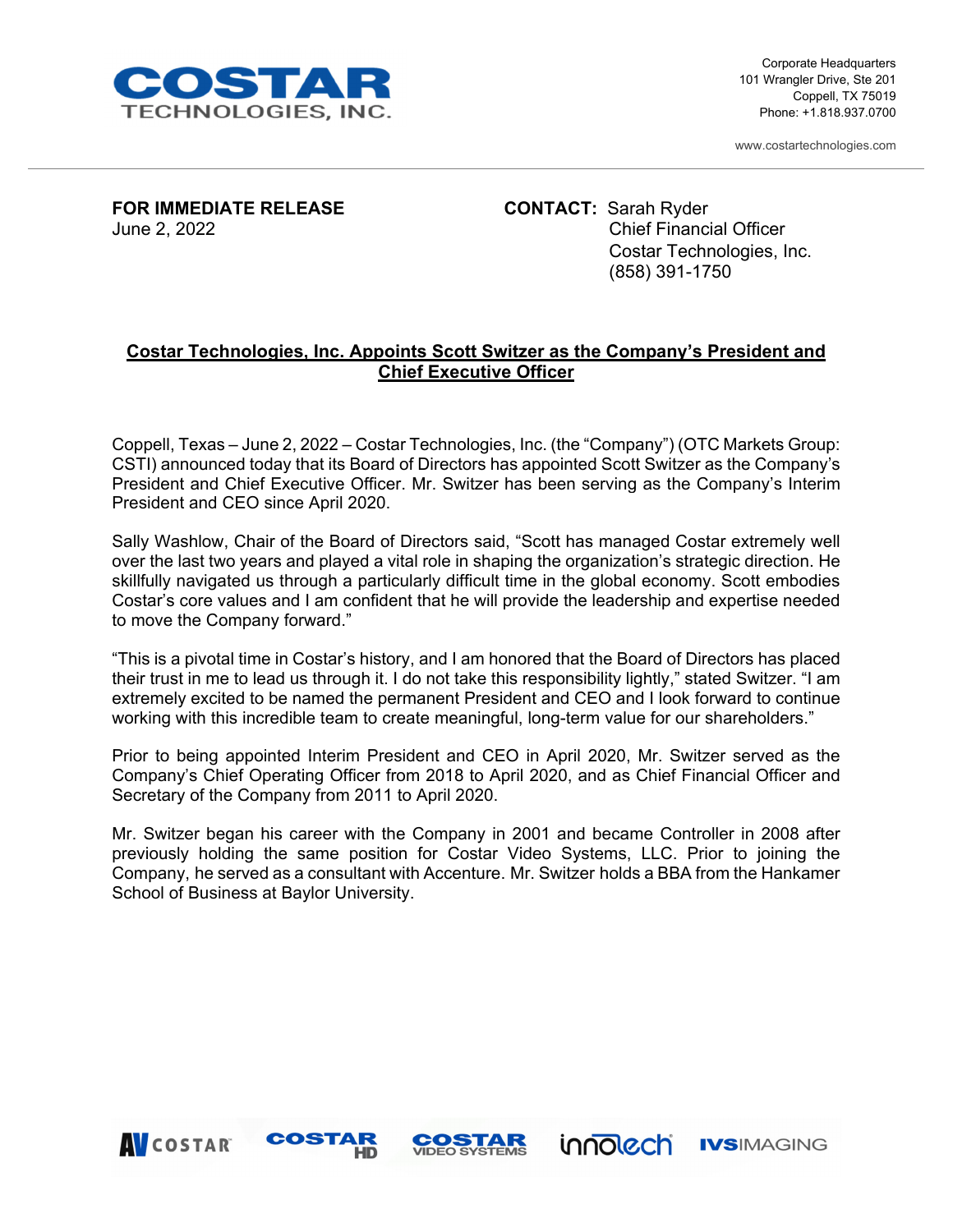**COSTAR**
TECHNOLOGIES, INC.

Corporate Headquarters
101 Wrangler Drive, Ste 201
Coppell, TX 75019
Phone: +1.818.937.0700

www.costartechnologies.com

---

**FOR IMMEDIATE RELEASE**
June 2, 2022

**CONTACT:** Sarah Ryder
Chief Financial Officer
Costar Technologies, Inc.
(858) 391-1750

## Costar Technologies, Inc. Appoints Scott Switzer as the Company's President and Chief Executive Officer

Coppell, Texas – June 2, 2022 – Costar Technologies, Inc. (the "Company") (OTC Markets Group: CSTI) announced today that its Board of Directors has appointed Scott Switzer as the Company's President and Chief Executive Officer. Mr. Switzer has been serving as the Company's Interim President and CEO since April 2020.

Sally Washlow, Chair of the Board of Directors said, "Scott has managed Costar extremely well over the last two years and played a vital role in shaping the organization's strategic direction. He skillfully navigated us through a particularly difficult time in the global economy. Scott embodies Costar's core values and I am confident that he will provide the leadership and expertise needed to move the Company forward."

"This is a pivotal time in Costar's history, and I am honored that the Board of Directors has placed their trust in me to lead us through it. I do not take this responsibility lightly," stated Switzer. "I am extremely excited to be named the permanent President and CEO and I look forward to continue working with this incredible team to create meaningful, long-term value for our shareholders."

Prior to being appointed Interim President and CEO in April 2020, Mr. Switzer served as the Company's Chief Operating Officer from 2018 to April 2020, and as Chief Financial Officer and Secretary of the Company from 2011 to April 2020.

Mr. Switzer began his career with the Company in 2001 and became Controller in 2008 after previously holding the same position for Costar Video Systems, LLC. Prior to joining the Company, he served as a consultant with Accenture. Mr. Switzer holds a BBA from the Hankamer School of Business at Baylor University.

AV COSTAR | COSTAR HD | COSTAR VIDEO SYSTEMS | innotech | IVS IMAGING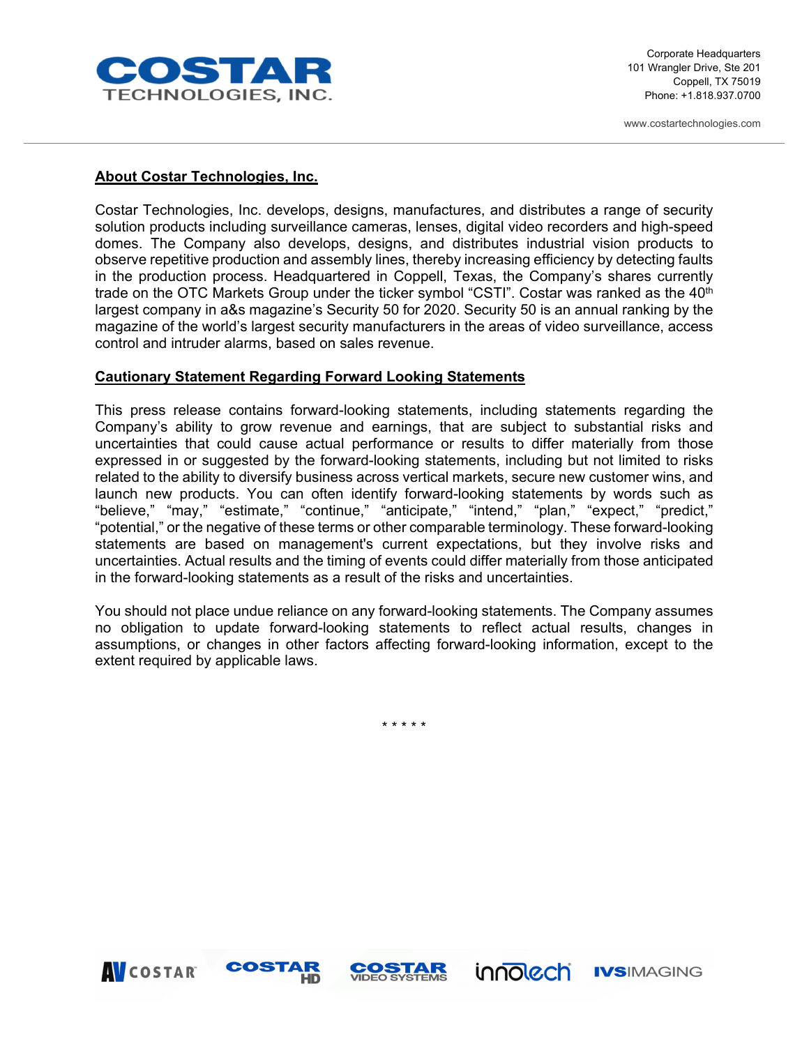## About Costar Technologies, Inc.

Costar Technologies, Inc. develops, designs, manufactures, and distributes a range of security solution products including surveillance cameras, lenses, digital video recorders and high-speed domes. The Company also develops, designs, and distributes industrial vision products to observe repetitive production and assembly lines, thereby increasing efficiency by detecting faults in the production process. Headquartered in Coppell, Texas, the Company's shares currently trade on the OTC Markets Group under the ticker symbol "CSTI". Costar was ranked as the 40th largest company in a&s magazine's Security 50 for 2020. Security 50 is an annual ranking by the magazine of the world's largest security manufacturers in the areas of video surveillance, access control and intruder alarms, based on sales revenue.

## Cautionary Statement Regarding Forward Looking Statements

This press release contains forward-looking statements, including statements regarding the Company's ability to grow revenue and earnings, that are subject to substantial risks and uncertainties that could cause actual performance or results to differ materially from those expressed in or suggested by the forward-looking statements, including but not limited to risks related to the ability to diversify business across vertical markets, secure new customer wins, and launch new products. You can often identify forward-looking statements by words such as "believe," "may," "estimate," "continue," "anticipate," "intend," "plan," "expect," "predict," "potential," or the negative of these terms or other comparable terminology. These forward-looking statements are based on management's current expectations, but they involve risks and uncertainties. Actual results and the timing of events could differ materially from those anticipated in the forward-looking statements as a result of the risks and uncertainties.

You should not place undue reliance on any forward-looking statements. The Company assumes no obligation to update forward-looking statements to reflect actual results, changes in assumptions, or changes in other factors affecting forward-looking information, except to the extent required by applicable laws.

* * * * *